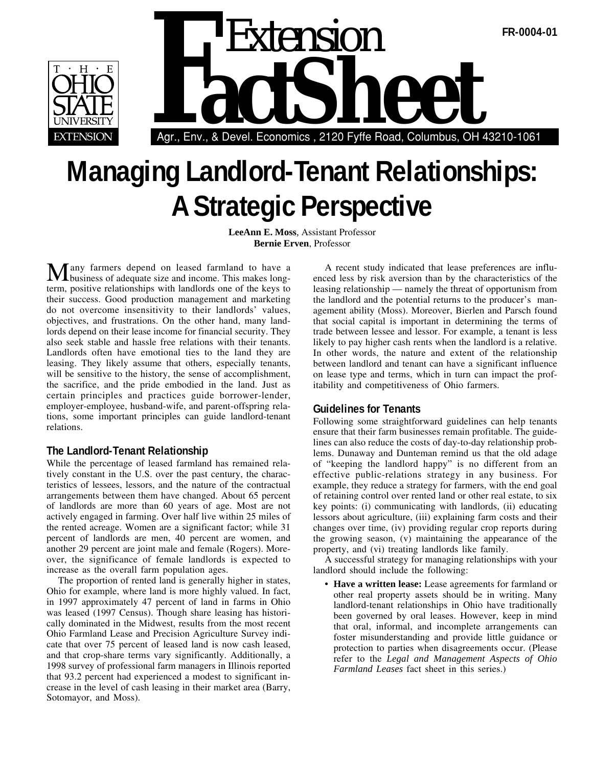# Managing Landlord-Tenant Relationships: A Strategic Perspective

**LeeAnn E. Moss**, Assistant Professor
**Bernie Erven**, Professor

Many farmers depend on leased farmland to have a business of adequate size and income. This makes long-term, positive relationships with landlords one of the keys to their success. Good production management and marketing do not overcome insensitivity to their landlords' values, objectives, and frustrations. On the other hand, many landlords depend on their lease income for financial security. They also seek stable and hassle free relations with their tenants. Landlords often have emotional ties to the land they are leasing. They likely assume that others, especially tenants, will be sensitive to the history, the sense of accomplishment, the sacrifice, and the pride embodied in the land. Just as certain principles and practices guide borrower-lender, employer-employee, husband-wife, and parent-offspring relations, some important principles can guide landlord-tenant relations.

## The Landlord-Tenant Relationship

While the percentage of leased farmland has remained relatively constant in the U.S. over the past century, the characteristics of lessees, lessors, and the nature of the contractual arrangements between them have changed. About 65 percent of landlords are more than 60 years of age. Most are not actively engaged in farming. Over half live within 25 miles of the rented acreage. Women are a significant factor; while 31 percent of landlords are men, 40 percent are women, and another 29 percent are joint male and female (Rogers). Moreover, the significance of female landlords is expected to increase as the overall farm population ages.

The proportion of rented land is generally higher in states, Ohio for example, where land is more highly valued. In fact, in 1997 approximately 47 percent of land in farms in Ohio was leased (1997 Census). Though share leasing has historically dominated in the Midwest, results from the most recent Ohio Farmland Lease and Precision Agriculture Survey indicate that over 75 percent of leased land is now cash leased, and that crop-share terms vary significantly. Additionally, a 1998 survey of professional farm managers in Illinois reported that 93.2 percent had experienced a modest to significant increase in the level of cash leasing in their market area (Barry, Sotomayor, and Moss).

A recent study indicated that lease preferences are influenced less by risk aversion than by the characteristics of the leasing relationship — namely the threat of opportunism from the landlord and the potential returns to the producer's management ability (Moss). Moreover, Bierlen and Parsch found that social capital is important in determining the terms of trade between lessee and lessor. For example, a tenant is less likely to pay higher cash rents when the landlord is a relative. In other words, the nature and extent of the relationship between landlord and tenant can have a significant influence on lease type and terms, which in turn can impact the profitability and competitiveness of Ohio farmers.

## Guidelines for Tenants

Following some straightforward guidelines can help tenants ensure that their farm businesses remain profitable. The guidelines can also reduce the costs of day-to-day relationship problems. Dunaway and Dunteman remind us that the old adage of "keeping the landlord happy" is no different from an effective public-relations strategy in any business. For example, they reduce a strategy for farmers, with the end goal of retaining control over rented land or other real estate, to six key points: (i) communicating with landlords, (ii) educating lessors about agriculture, (iii) explaining farm costs and their changes over time, (iv) providing regular crop reports during the growing season, (v) maintaining the appearance of the property, and (vi) treating landlords like family.

A successful strategy for managing relationships with your landlord should include the following:

- **Have a written lease:** Lease agreements for farmland or other real property assets should be in writing. Many landlord-tenant relationships in Ohio have traditionally been governed by oral leases. However, keep in mind that oral, informal, and incomplete arrangements can foster misunderstanding and provide little guidance or protection to parties when disagreements occur. (Please refer to the *Legal and Management Aspects of Ohio Farmland Leases* fact sheet in this series.)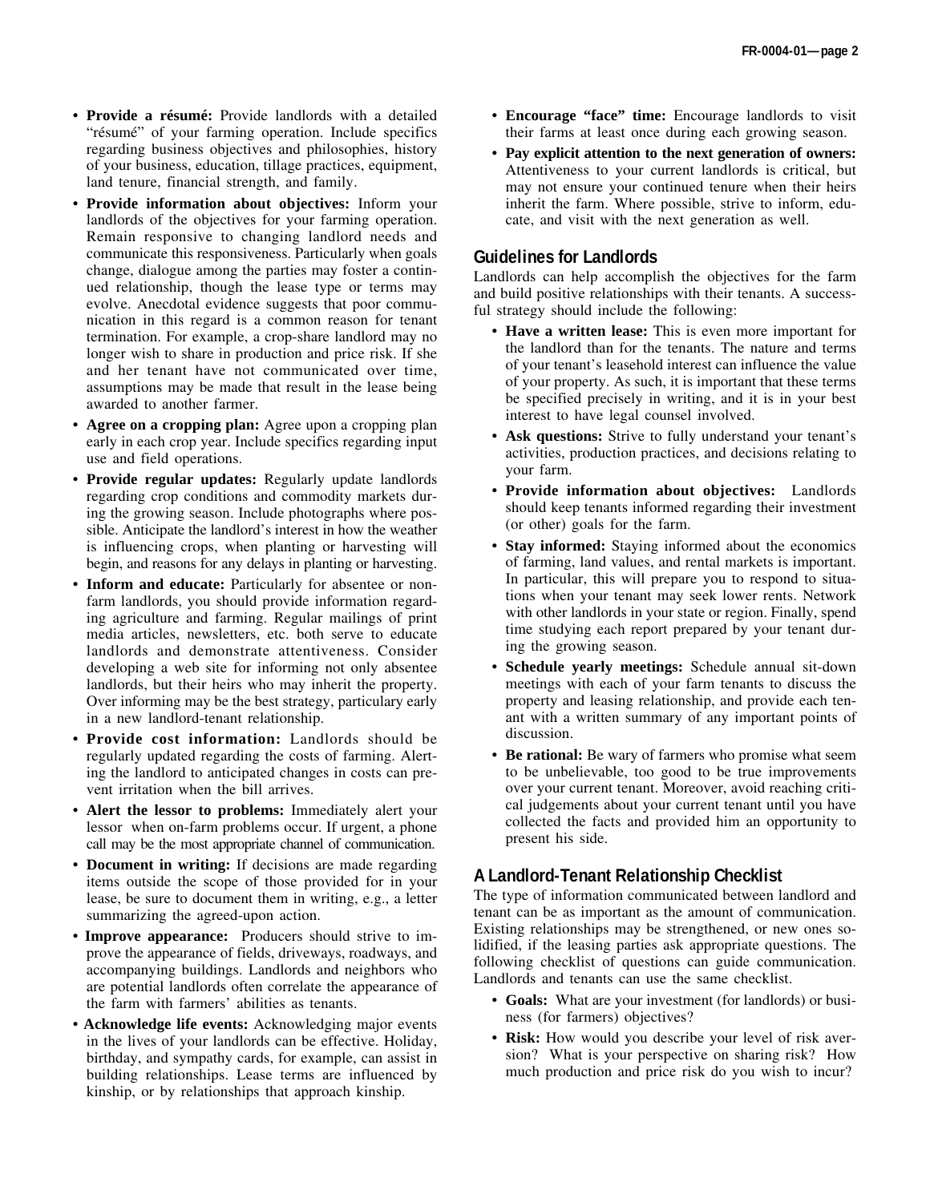- **Provide a résumé:** Provide landlords with a detailed "résumé" of your farming operation. Include specifics regarding business objectives and philosophies, history of your business, education, tillage practices, equipment, land tenure, financial strength, and family.
- **Provide information about objectives:** Inform your landlords of the objectives for your farming operation. Remain responsive to changing landlord needs and communicate this responsiveness. Particularly when goals change, dialogue among the parties may foster a continued relationship, though the lease type or terms may evolve. Anecdotal evidence suggests that poor communication in this regard is a common reason for tenant termination. For example, a crop-share landlord may no longer wish to share in production and price risk. If she and her tenant have not communicated over time, assumptions may be made that result in the lease being awarded to another farmer.
- **Agree on a cropping plan:** Agree upon a cropping plan early in each crop year. Include specifics regarding input use and field operations.
- **Provide regular updates:** Regularly update landlords regarding crop conditions and commodity markets during the growing season. Include photographs where possible. Anticipate the landlord's interest in how the weather is influencing crops, when planting or harvesting will begin, and reasons for any delays in planting or harvesting.
- **Inform and educate:** Particularly for absentee or nonfarm landlords, you should provide information regarding agriculture and farming. Regular mailings of print media articles, newsletters, etc. both serve to educate landlords and demonstrate attentiveness. Consider developing a web site for informing not only absentee landlords, but their heirs who may inherit the property. Over informing may be the best strategy, particulary early in a new landlord-tenant relationship.
- **Provide cost information:** Landlords should be regularly updated regarding the costs of farming. Alerting the landlord to anticipated changes in costs can prevent irritation when the bill arrives.
- **Alert the lessor to problems:** Immediately alert your lessor when on-farm problems occur. If urgent, a phone call may be the most appropriate channel of communication.
- **Document in writing:** If decisions are made regarding items outside the scope of those provided for in your lease, be sure to document them in writing, e.g., a letter summarizing the agreed-upon action.
- **Improve appearance:** Producers should strive to improve the appearance of fields, driveways, roadways, and accompanying buildings. Landlords and neighbors who are potential landlords often correlate the appearance of the farm with farmers' abilities as tenants.
- **Acknowledge life events:** Acknowledging major events in the lives of your landlords can be effective. Holiday, birthday, and sympathy cards, for example, can assist in building relationships. Lease terms are influenced by kinship, or by relationships that approach kinship.
- **Encourage "face" time:** Encourage landlords to visit their farms at least once during each growing season.
- **Pay explicit attention to the next generation of owners:** Attentiveness to your current landlords is critical, but may not ensure your continued tenure when their heirs inherit the farm. Where possible, strive to inform, educate, and visit with the next generation as well.

## Guidelines for Landlords

Landlords can help accomplish the objectives for the farm and build positive relationships with their tenants. A successful strategy should include the following:

- **Have a written lease:** This is even more important for the landlord than for the tenants. The nature and terms of your tenant's leasehold interest can influence the value of your property. As such, it is important that these terms be specified precisely in writing, and it is in your best interest to have legal counsel involved.
- **Ask questions:** Strive to fully understand your tenant's activities, production practices, and decisions relating to your farm.
- **Provide information about objectives:** Landlords should keep tenants informed regarding their investment (or other) goals for the farm.
- **Stay informed:** Staying informed about the economics of farming, land values, and rental markets is important. In particular, this will prepare you to respond to situations when your tenant may seek lower rents. Network with other landlords in your state or region. Finally, spend time studying each report prepared by your tenant during the growing season.
- **Schedule yearly meetings:** Schedule annual sit-down meetings with each of your farm tenants to discuss the property and leasing relationship, and provide each tenant with a written summary of any important points of discussion.
- **Be rational:** Be wary of farmers who promise what seem to be unbelievable, too good to be true improvements over your current tenant. Moreover, avoid reaching critical judgements about your current tenant until you have collected the facts and provided him an opportunity to present his side.

## A Landlord-Tenant Relationship Checklist

The type of information communicated between landlord and tenant can be as important as the amount of communication. Existing relationships may be strengthened, or new ones solidified, if the leasing parties ask appropriate questions. The following checklist of questions can guide communication. Landlords and tenants can use the same checklist.

- **Goals:** What are your investment (for landlords) or business (for farmers) objectives?
- **Risk:** How would you describe your level of risk aversion? What is your perspective on sharing risk? How much production and price risk do you wish to incur?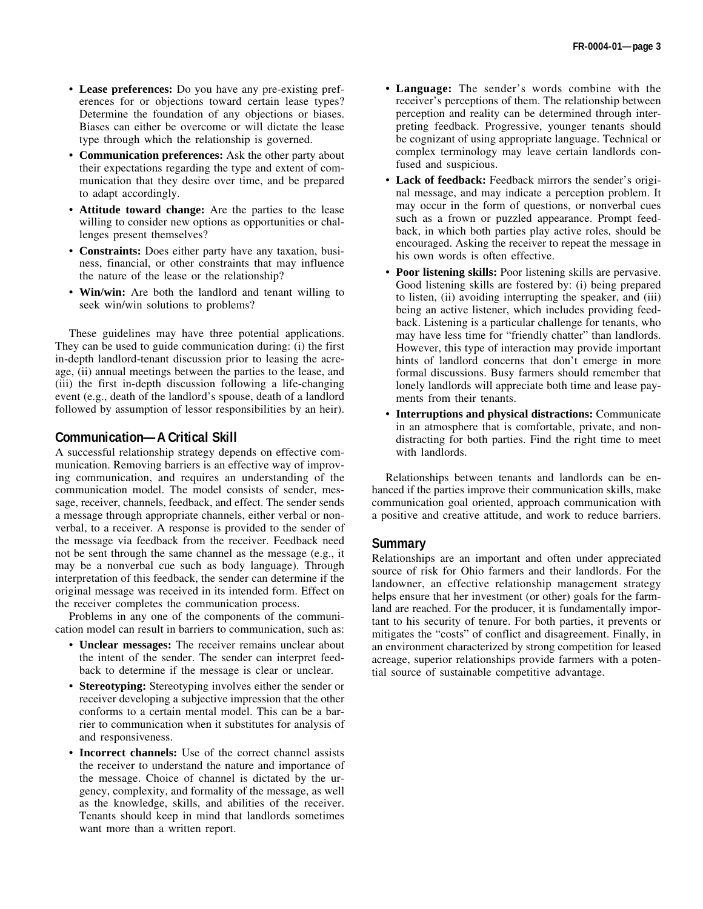- **Lease preferences:** Do you have any pre-existing preferences for or objections toward certain lease types? Determine the foundation of any objections or biases. Biases can either be overcome or will dictate the lease type through which the relationship is governed.
- **Communication preferences:** Ask the other party about their expectations regarding the type and extent of communication that they desire over time, and be prepared to adapt accordingly.
- **Attitude toward change:** Are the parties to the lease willing to consider new options as opportunities or challenges present themselves?
- **Constraints:** Does either party have any taxation, business, financial, or other constraints that may influence the nature of the lease or the relationship?
- **Win/win:** Are both the landlord and tenant willing to seek win/win solutions to problems?

These guidelines may have three potential applications. They can be used to guide communication during: (i) the first in-depth landlord-tenant discussion prior to leasing the acreage, (ii) annual meetings between the parties to the lease, and (iii) the first in-depth discussion following a life-changing event (e.g., death of the landlord's spouse, death of a landlord followed by assumption of lessor responsibilities by an heir).

## Communication—A Critical Skill

A successful relationship strategy depends on effective communication. Removing barriers is an effective way of improving communication, and requires an understanding of the communication model. The model consists of sender, message, receiver, channels, feedback, and effect. The sender sends a message through appropriate channels, either verbal or nonverbal, to a receiver. A response is provided to the sender of the message via feedback from the receiver. Feedback need not be sent through the same channel as the message (e.g., it may be a nonverbal cue such as body language). Through interpretation of this feedback, the sender can determine if the original message was received in its intended form. Effect on the receiver completes the communication process.

Problems in any one of the components of the communication model can result in barriers to communication, such as:

- **Unclear messages:** The receiver remains unclear about the intent of the sender. The sender can interpret feedback to determine if the message is clear or unclear.
- **Stereotyping:** Stereotyping involves either the sender or receiver developing a subjective impression that the other conforms to a certain mental model. This can be a barrier to communication when it substitutes for analysis of and responsiveness.
- **Incorrect channels:** Use of the correct channel assists the receiver to understand the nature and importance of the message. Choice of channel is dictated by the urgency, complexity, and formality of the message, as well as the knowledge, skills, and abilities of the receiver. Tenants should keep in mind that landlords sometimes want more than a written report.
- **Language:** The sender's words combine with the receiver's perceptions of them. The relationship between perception and reality can be determined through interpreting feedback. Progressive, younger tenants should be cognizant of using appropriate language. Technical or complex terminology may leave certain landlords confused and suspicious.
- **Lack of feedback:** Feedback mirrors the sender's original message, and may indicate a perception problem. It may occur in the form of questions, or nonverbal cues such as a frown or puzzled appearance. Prompt feedback, in which both parties play active roles, should be encouraged. Asking the receiver to repeat the message in his own words is often effective.
- **Poor listening skills:** Poor listening skills are pervasive. Good listening skills are fostered by: (i) being prepared to listen, (ii) avoiding interrupting the speaker, and (iii) being an active listener, which includes providing feedback. Listening is a particular challenge for tenants, who may have less time for "friendly chatter" than landlords. However, this type of interaction may provide important hints of landlord concerns that don't emerge in more formal discussions. Busy farmers should remember that lonely landlords will appreciate both time and lease payments from their tenants.
- **Interruptions and physical distractions:** Communicate in an atmosphere that is comfortable, private, and non-distracting for both parties. Find the right time to meet with landlords.

Relationships between tenants and landlords can be enhanced if the parties improve their communication skills, make communication goal oriented, approach communication with a positive and creative attitude, and work to reduce barriers.

## Summary

Relationships are an important and often under appreciated source of risk for Ohio farmers and their landlords. For the landowner, an effective relationship management strategy helps ensure that her investment (or other) goals for the farmland are reached. For the producer, it is fundamentally important to his security of tenure. For both parties, it prevents or mitigates the "costs" of conflict and disagreement. Finally, in an environment characterized by strong competition for leased acreage, superior relationships provide farmers with a potential source of sustainable competitive advantage.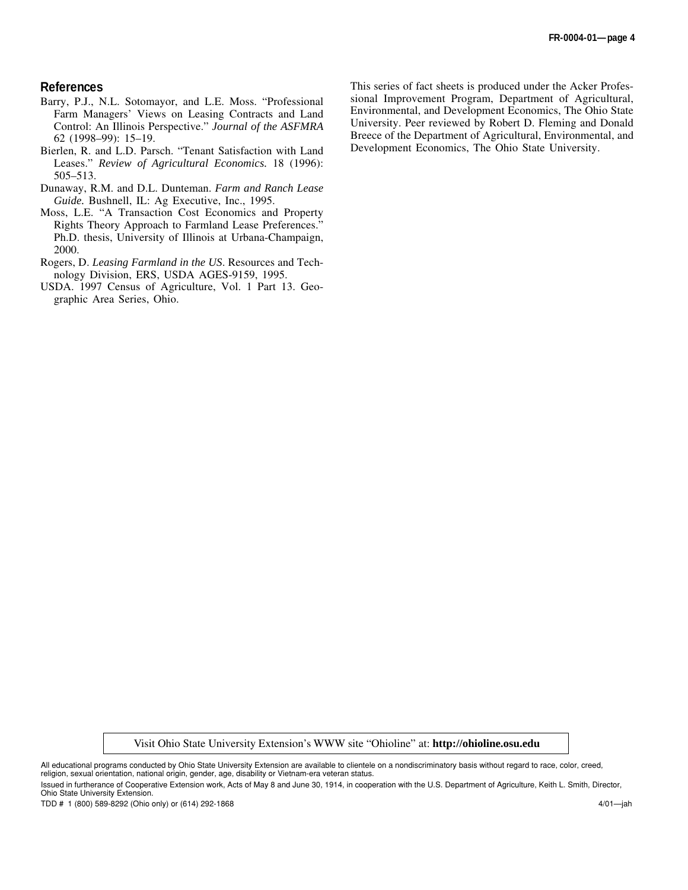## References

Barry, P.J., N.L. Sotomayor, and L.E. Moss. "Professional Farm Managers' Views on Leasing Contracts and Land Control: An Illinois Perspective." *Journal of the ASFMRA* 62 (1998–99): 15–19.

Bierlen, R. and L.D. Parsch. "Tenant Satisfaction with Land Leases." *Review of Agricultural Economics.* 18 (1996): 505–513.

Dunaway, R.M. and D.L. Dunteman. *Farm and Ranch Lease Guide.* Bushnell, IL: Ag Executive, Inc., 1995.

Moss, L.E. "A Transaction Cost Economics and Property Rights Theory Approach to Farmland Lease Preferences." Ph.D. thesis, University of Illinois at Urbana-Champaign, 2000.

Rogers, D. *Leasing Farmland in the US*. Resources and Technology Division, ERS, USDA AGES-9159, 1995.

USDA. 1997 Census of Agriculture, Vol. 1 Part 13. Geographic Area Series, Ohio.

This series of fact sheets is produced under the Acker Professional Improvement Program, Department of Agricultural, Environmental, and Development Economics, The Ohio State University. Peer reviewed by Robert D. Fleming and Donald Breece of the Department of Agricultural, Environmental, and Development Economics, The Ohio State University.

Visit Ohio State University Extension's WWW site "Ohioline" at: **http://ohioline.osu.edu**

All educational programs conducted by Ohio State University Extension are available to clientele on a nondiscriminatory basis without regard to race, color, creed, religion, sexual orientation, national origin, gender, age, disability or Vietnam-era veteran status.

Issued in furtherance of Cooperative Extension work, Acts of May 8 and June 30, 1914, in cooperation with the U.S. Department of Agriculture, Keith L. Smith, Director, Ohio State University Extension.

TDD # 1 (800) 589-8292 (Ohio only) or (614) 292-1868

4/01—jah